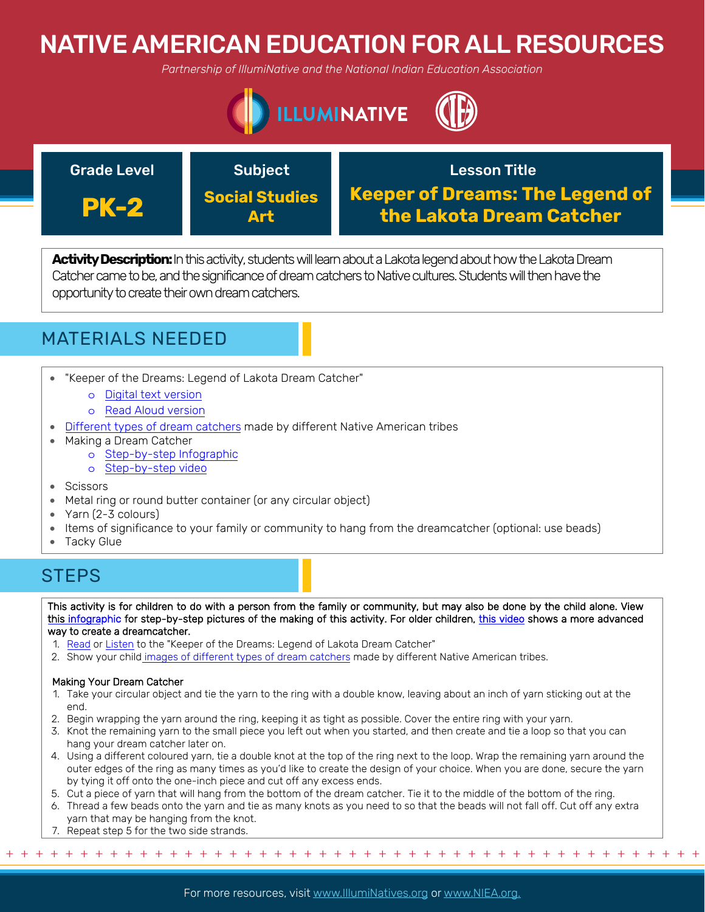# NATIVE AMERICAN EDUCATION FOR ALL RESOURCES

*Partnership of IllumiNative and the National Indian Education Association*

| Grade Level | Subject | Lesson Title |
| --- | --- | --- |
| **PK-2** | **Social Studies Art** | **Keeper of Dreams: The Legend of the Lakota Dream Catcher** |

**Activity Description:** In this activity, students will learn about a Lakota legend about how the Lakota Dream Catcher came to be, and the significance of dream catchers to Native cultures. Students will then have the opportunity to create their own dream catchers.

## MATERIALS NEEDED

- "Keeper of the Dreams: Legend of Lakota Dream Catcher"
  - Digital text version
  - Read Aloud version
- Different types of dream catchers made by different Native American tribes
- Making a Dream Catcher
  - Step-by-step Infographic
  - Step-by-step video
- Scissors
- Metal ring or round butter container (or any circular object)
- Yarn (2-3 colours)
- Items of significance to your family or community to hang from the dreamcatcher (optional: use beads)
- Tacky Glue

## STEPS

This activity is for children to do with a person from the family or community, but may also be done by the child alone. View this infographic for step-by-step pictures of the making of this activity. For older children, this video shows a more advanced way to create a dreamcatcher.

1. Read or Listen to the "Keeper of the Dreams: Legend of Lakota Dream Catcher"
2. Show your child images of different types of dream catchers made by different Native American tribes.

Making Your Dream Catcher

1. Take your circular object and tie the yarn to the ring with a double know, leaving about an inch of yarn sticking out at the end.
2. Begin wrapping the yarn around the ring, keeping it as tight as possible. Cover the entire ring with your yarn.
3. Knot the remaining yarn to the small piece you left out when you started, and then create and tie a loop so that you can hang your dream catcher later on.
4. Using a different coloured yarn, tie a double knot at the top of the ring next to the loop. Wrap the remaining yarn around the outer edges of the ring as many times as you'd like to create the design of your choice. When you are done, secure the yarn by tying it off onto the one-inch piece and cut off any excess ends.
5. Cut a piece of yarn that will hang from the bottom of the dream catcher. Tie it to the middle of the bottom of the ring.
6. Thread a few beads onto the yarn and tie as many knots as you need to so that the beads will not fall off. Cut off any extra yarn that may be hanging from the knot.
7. Repeat step 5 for the two side strands.

For more resources, visit www.IllumiNatives.org or www.NIEA.org.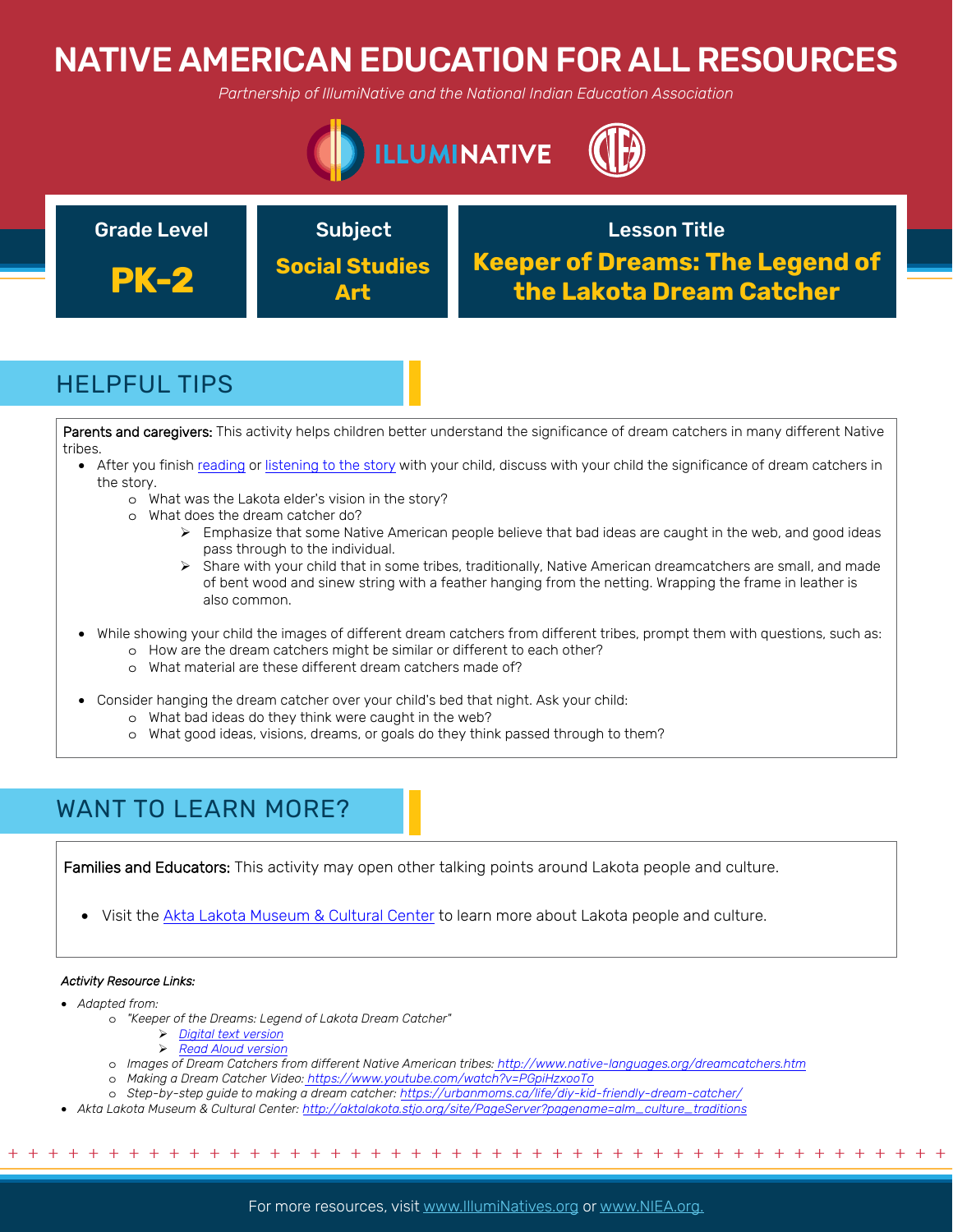# NATIVE AMERICAN EDUCATION FOR ALL RESOURCES

*Partnership of IllumiNative and the National Indian Education Association*

| Grade Level | Subject | Lesson Title |
|---|---|---|
| **PK-2** | **Social Studies Art** | **Keeper of Dreams: The Legend of the Lakota Dream Catcher** |

## HELPFUL TIPS

**Parents and caregivers:** This activity helps children better understand the significance of dream catchers in many different Native tribes.

- After you finish reading or listening to the story with your child, discuss with your child the significance of dream catchers in the story.
  - What was the Lakota elder's vision in the story?
  - What does the dream catcher do?
    - Emphasize that some Native American people believe that bad ideas are caught in the web, and good ideas pass through to the individual.
    - Share with your child that in some tribes, traditionally, Native American dreamcatchers are small, and made of bent wood and sinew string with a feather hanging from the netting. Wrapping the frame in leather is also common.
- While showing your child the images of different dream catchers from different tribes, prompt them with questions, such as:
  - How are the dream catchers might be similar or different to each other?
  - What material are these different dream catchers made of?
- Consider hanging the dream catcher over your child's bed that night. Ask your child:
  - What bad ideas do they think were caught in the web?
  - What good ideas, visions, dreams, or goals do they think passed through to them?

## WANT TO LEARN MORE?

**Families and Educators:** This activity may open other talking points around Lakota people and culture.

- Visit the Akta Lakota Museum & Cultural Center to learn more about Lakota people and culture.

*Activity Resource Links:*

- *Adapted from:*
  - *"Keeper of the Dreams: Legend of Lakota Dream Catcher"*
    - *Digital text version*
    - *Read Aloud version*
  - *Images of Dream Catchers from different Native American tribes: http://www.native-languages.org/dreamcatchers.htm*
  - *Making a Dream Catcher Video: https://www.youtube.com/watch?v=PGpiHzxooTo*
  - *Step-by-step guide to making a dream catcher: https://urbanmoms.ca/life/diy-kid-friendly-dream-catcher/*
- *Akta Lakota Museum & Cultural Center: http://aktalakota.stjo.org/site/PageServer?pagename=alm_culture_traditions*

For more resources, visit www.IllumiNatives.org or www.NIEA.org.